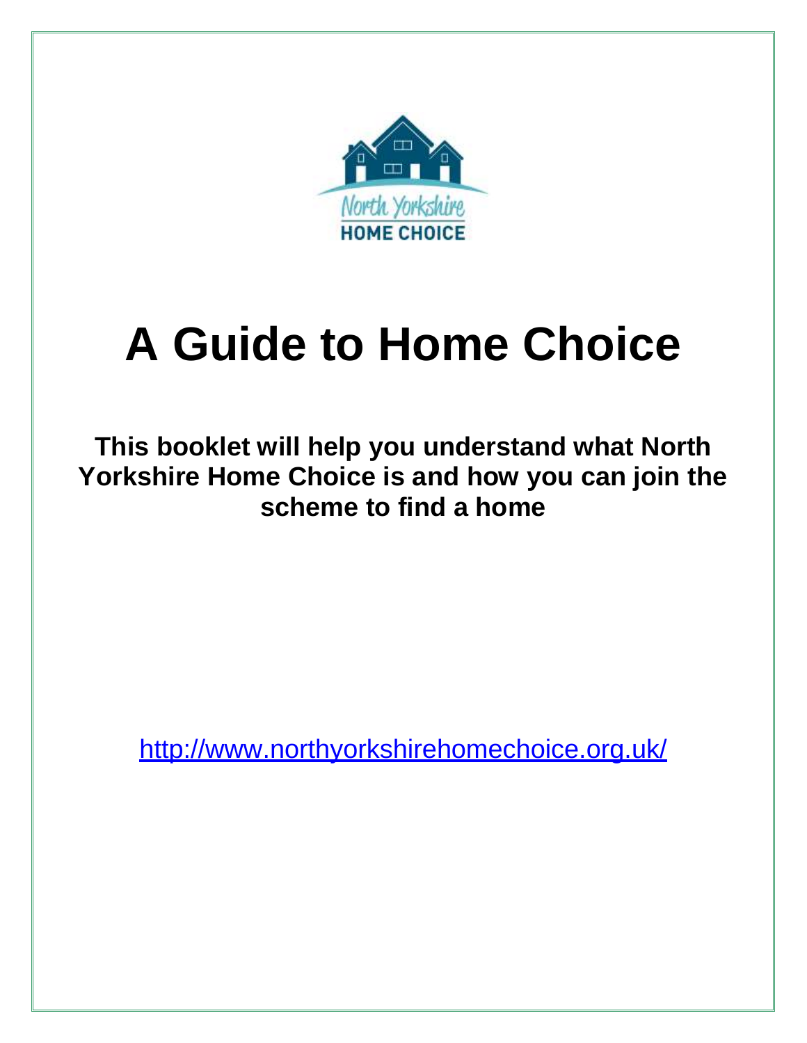# A Guide to Home Choice

**This booklet will help you understand what North Yorkshire Home Choice is and how you can join the scheme to find a home**

http://www.northyorkshirehomechoice.org.uk/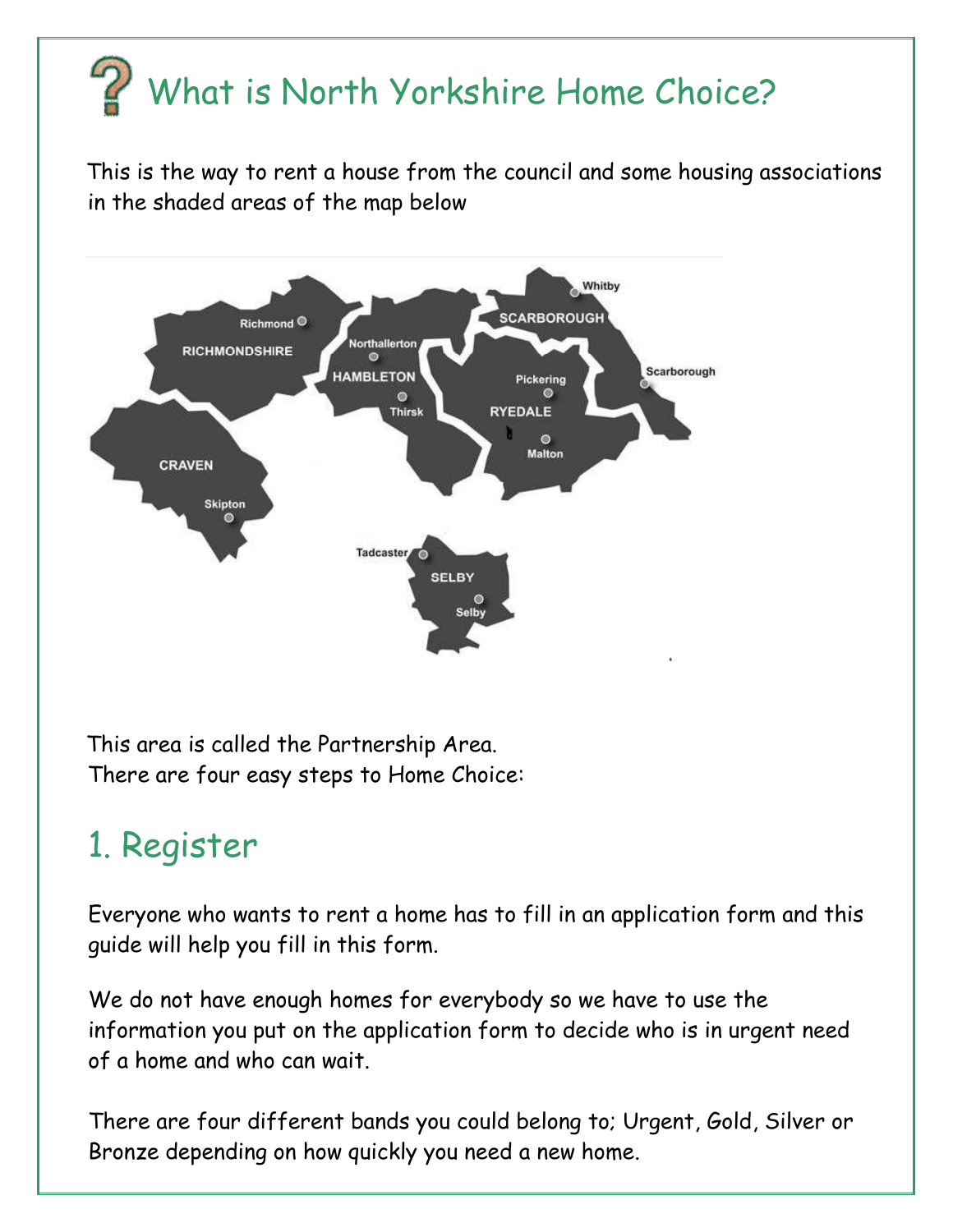# What is North Yorkshire Home Choice?

This is the way to rent a house from the council and some housing associations in the shaded areas of the map below

This area is called the Partnership Area.
There are four easy steps to Home Choice:

## 1. Register

Everyone who wants to rent a home has to fill in an application form and this guide will help you fill in this form.

We do not have enough homes for everybody so we have to use the information you put on the application form to decide who is in urgent need of a home and who can wait.

There are four different bands you could belong to; Urgent, Gold, Silver or Bronze depending on how quickly you need a new home.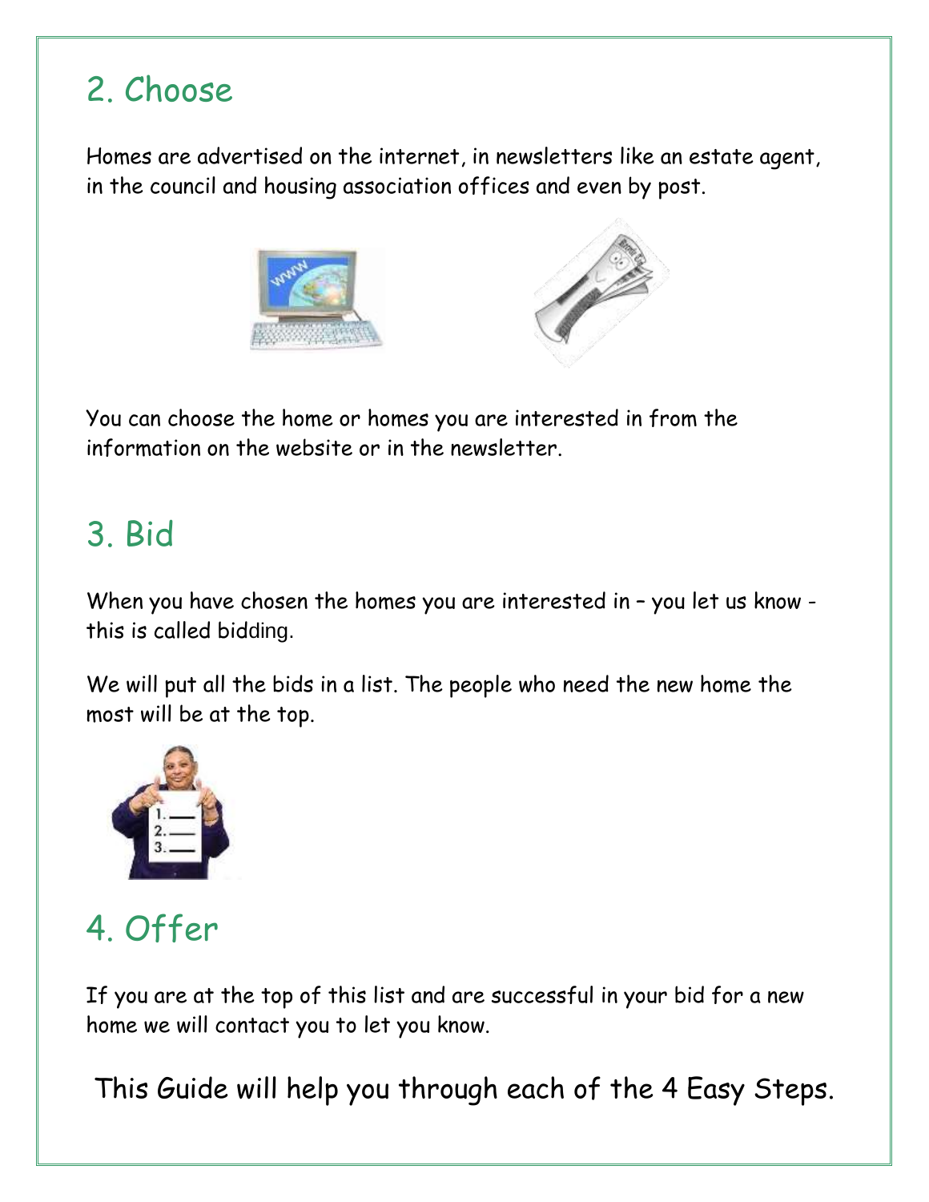## 2. Choose

Homes are advertised on the internet, in newsletters like an estate agent, in the council and housing association offices and even by post.

You can choose the home or homes you are interested in from the information on the website or in the newsletter.

## 3. Bid

When you have chosen the homes you are interested in – you let us know - this is called bidding.

We will put all the bids in a list. The people who need the new home the most will be at the top.

## 4. Offer

If you are at the top of this list and are successful in your bid for a new home we will contact you to let you know.

This Guide will help you through each of the 4 Easy Steps.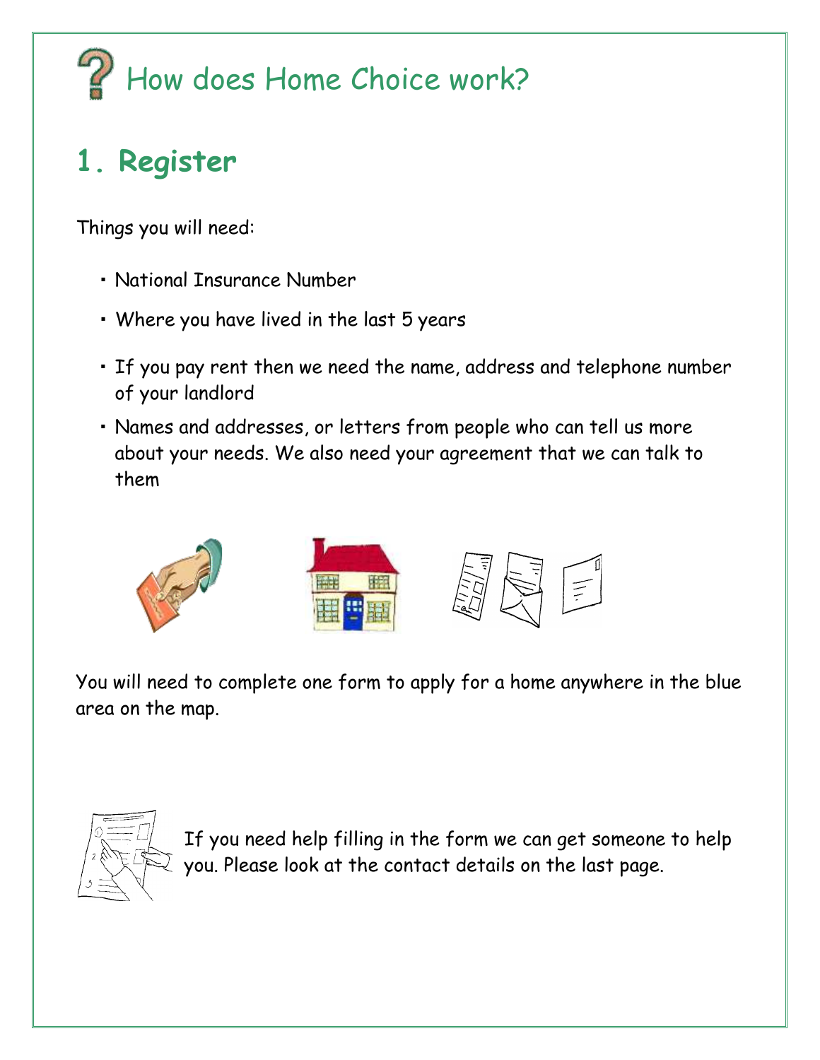# How does Home Choice work?

## 1. Register

Things you will need:

- National Insurance Number
- Where you have lived in the last 5 years
- If you pay rent then we need the name, address and telephone number of your landlord
- Names and addresses, or letters from people who can tell us more about your needs. We also need your agreement that we can talk to them

You will need to complete one form to apply for a home anywhere in the blue area on the map.

If you need help filling in the form we can get someone to help you. Please look at the contact details on the last page.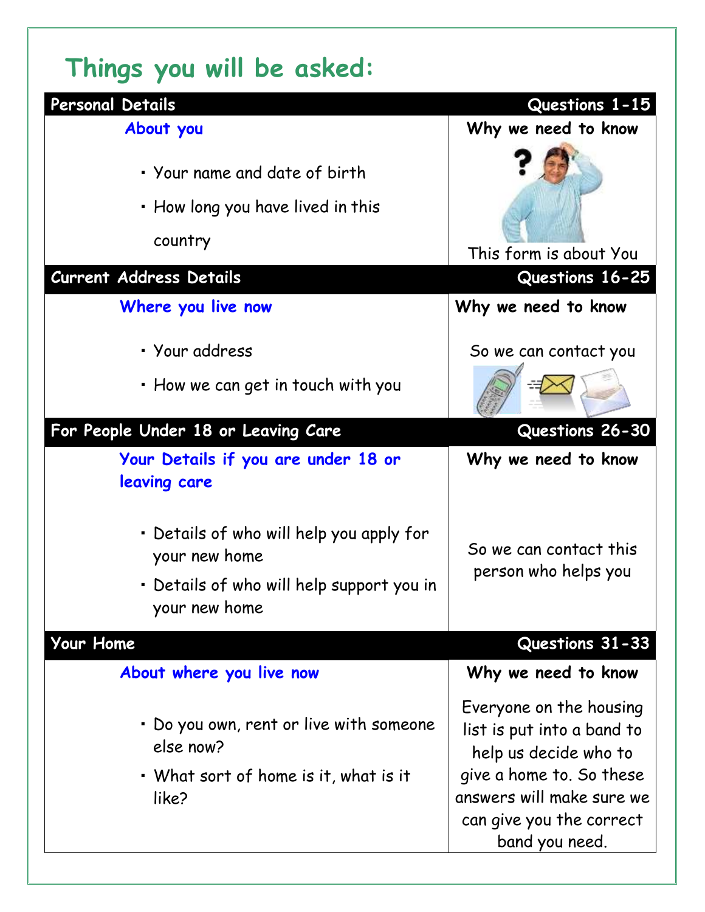# Things you will be asked:

| Personal Details | Questions 1-15 |
|---|---|
| **About you** | **Why we need to know** |
| • Your name and date of birth<br>• How long you have lived in this country | This form is about You |

| Current Address Details | Questions 16-25 |
|---|---|
| **Where you live now** | **Why we need to know** |
| • Your address<br>• How we can get in touch with you | So we can contact you |

| For People Under 18 or Leaving Care | Questions 26-30 |
|---|---|
| **Your Details if you are under 18 or leaving care** | **Why we need to know** |
| • Details of who will help you apply for your new home<br>• Details of who will help support you in your new home | So we can contact this person who helps you |

| Your Home | Questions 31-33 |
|---|---|
| **About where you live now** | **Why we need to know** |
| • Do you own, rent or live with someone else now?<br>• What sort of home is it, what is it like? | Everyone on the housing list is put into a band to help us decide who to give a home to. So these answers will make sure we can give you the correct band you need. |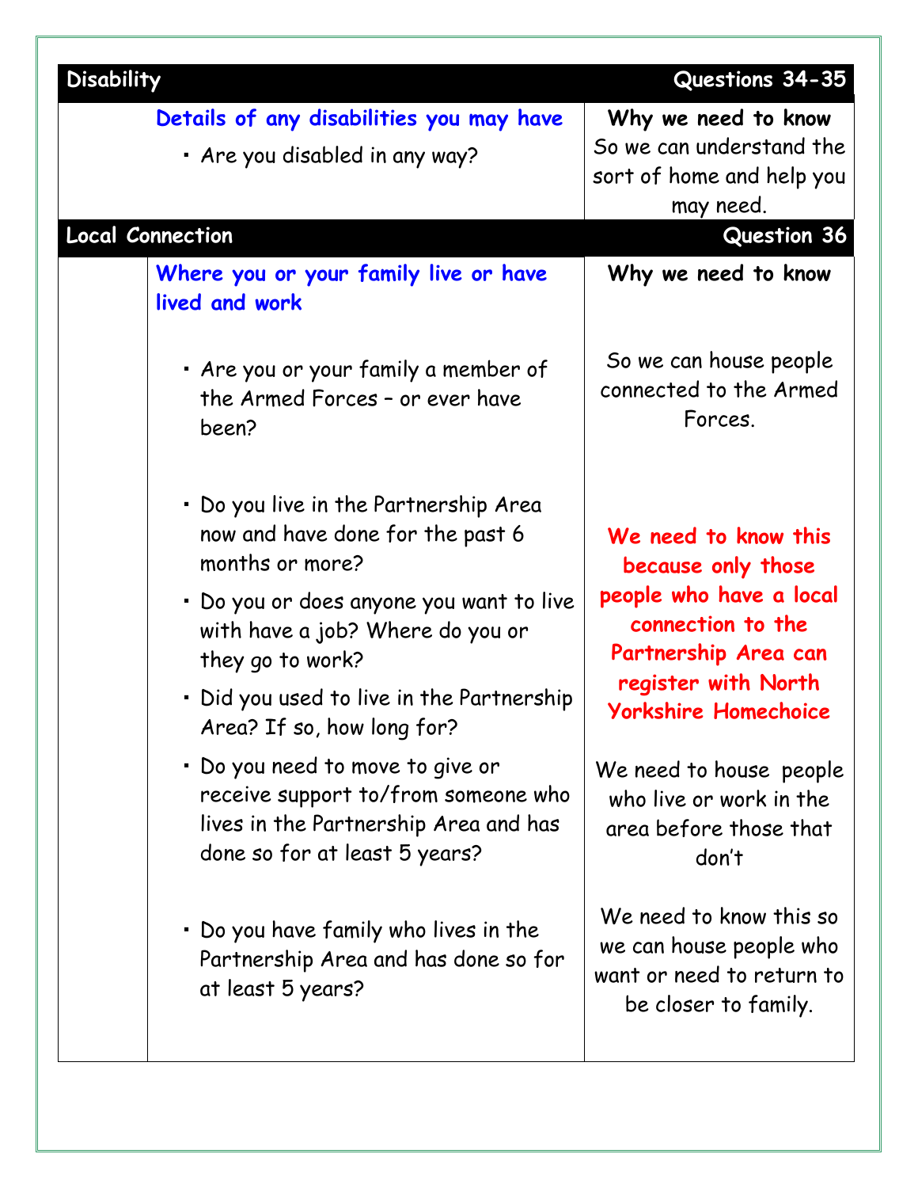| Disability | | Questions 34-35 |
|---|---|---|
| | **Details of any disabilities you may have**<br>• Are you disabled in any way? | **Why we need to know**<br>So we can understand the sort of home and help you may need. |

| Local Connection | | Question 36 |
|---|---|---|
| | **Where you or your family live or have lived and work** | **Why we need to know** |
| | • Are you or your family a member of the Armed Forces – or ever have been? | So we can house people connected to the Armed Forces. |
| | • Do you live in the Partnership Area now and have done for the past 6 months or more?<br>• Do you or does anyone you want to live with have a job? Where do you or they go to work?<br>• Did you used to live in the Partnership Area? If so, how long for? | **We need to know this because only those people who have a local connection to the Partnership Area can register with North Yorkshire Homechoice** |
| | • Do you need to move to give or receive support to/from someone who lives in the Partnership Area and has done so for at least 5 years? | We need to house people who live or work in the area before those that don't |
| | • Do you have family who lives in the Partnership Area and has done so for at least 5 years? | We need to know this so we can house people who want or need to return to be closer to family. |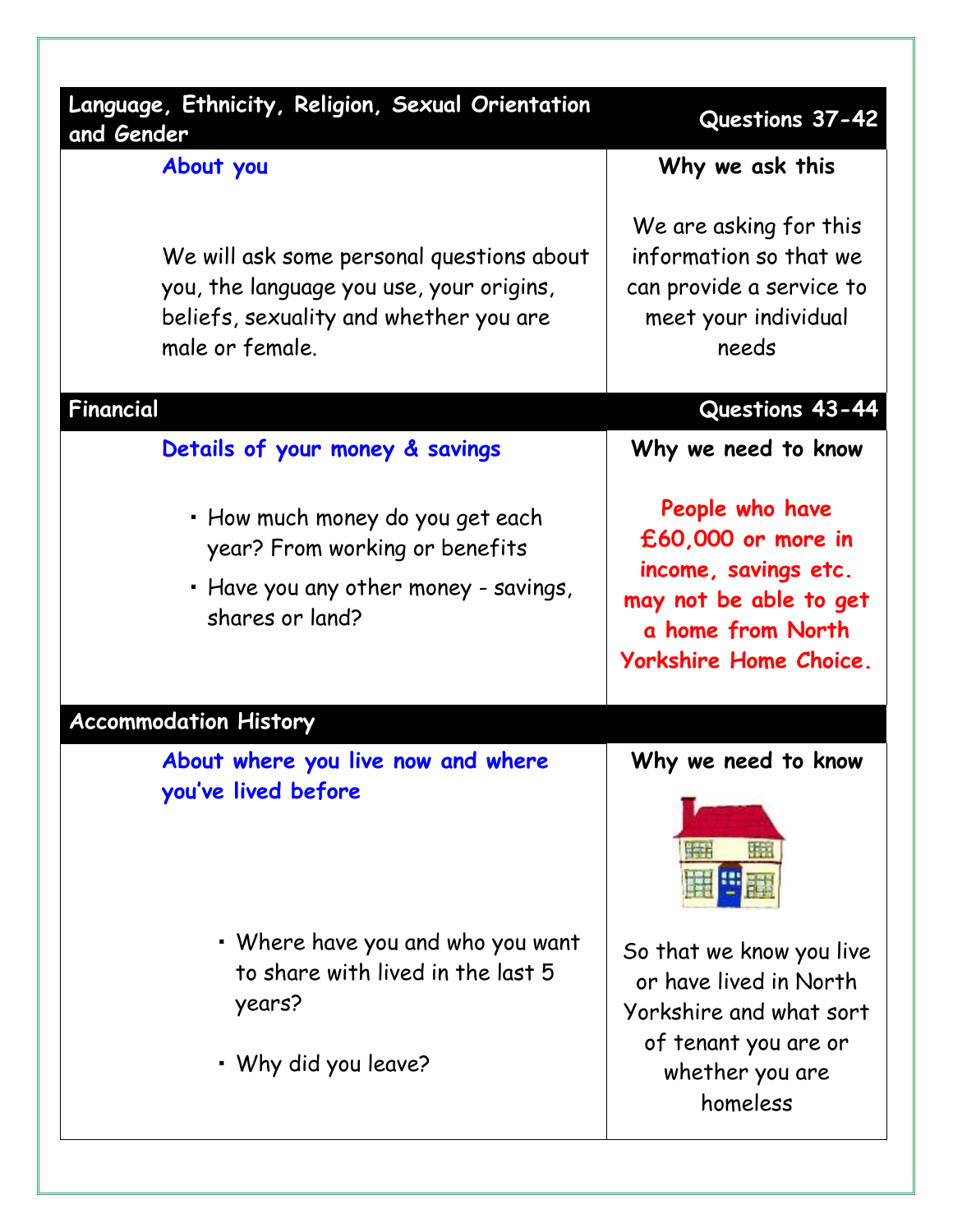| Language, Ethnicity, Religion, Sexual Orientation and Gender | Questions 37-42 |
| --- | --- |
| **About you**<br><br>We will ask some personal questions about you, the language you use, your origins, beliefs, sexuality and whether you are male or female. | **Why we ask this**<br><br>We are asking for this information so that we can provide a service to meet your individual needs |
| **Financial** | **Questions 43-44** |
| **Details of your money & savings**<br><br>• How much money do you get each year? From working or benefits<br>• Have you any other money - savings, shares or land? | **Why we need to know**<br><br>**People who have £60,000 or more in income, savings etc. may not be able to get a home from North Yorkshire Home Choice.** |
| **Accommodation History** | |
| **About where you live now and where you've lived before**<br><br>• Where have you and who you want to share with lived in the last 5 years?<br><br>• Why did you leave? | **Why we need to know**<br><br>So that we know you live or have lived in North Yorkshire and what sort of tenant you are or whether you are homeless |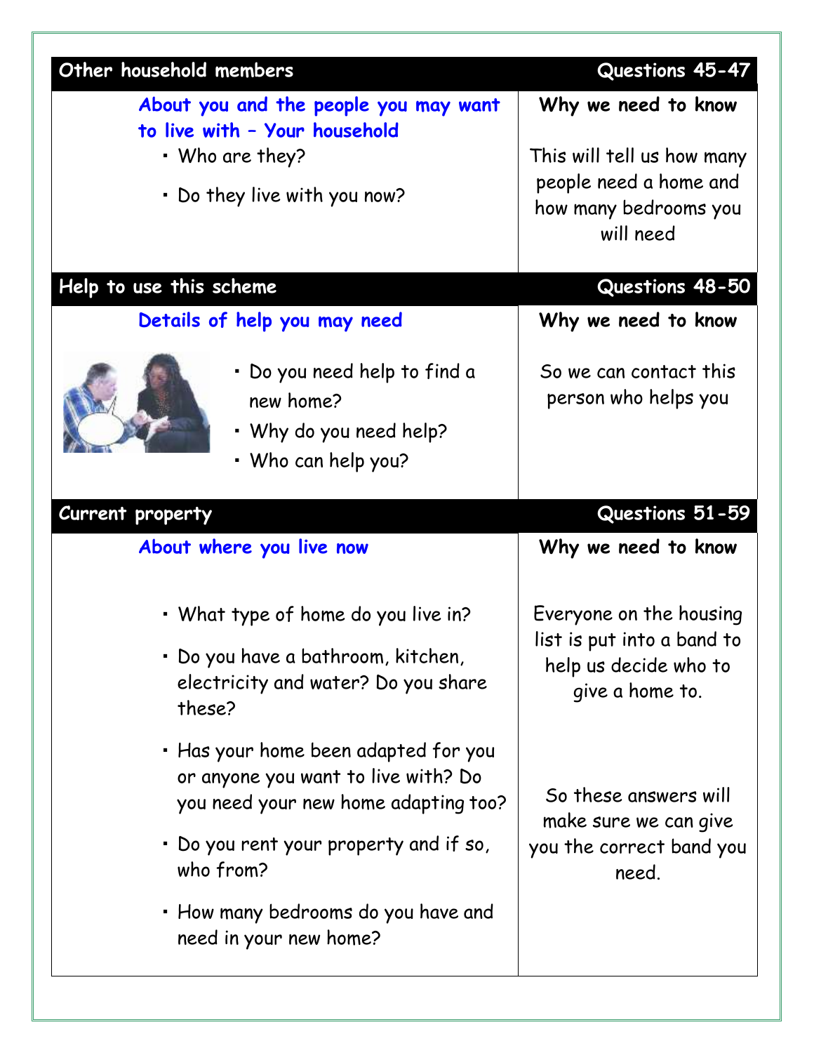## Other household members — Questions 45-47

**About you and the people you may want to live with – Your household**

- Who are they?
- Do they live with you now?

**Why we need to know**

This will tell us how many people need a home and how many bedrooms you will need

## Help to use this scheme — Questions 48-50

**Details of help you may need**

- Do you need help to find a new home?
- Why do you need help?
- Who can help you?

**Why we need to know**

So we can contact this person who helps you

## Current property — Questions 51-59

**About where you live now**

- What type of home do you live in?
- Do you have a bathroom, kitchen, electricity and water? Do you share these?
- Has your home been adapted for you or anyone you want to live with? Do you need your new home adapting too?
- Do you rent your property and if so, who from?
- How many bedrooms do you have and need in your new home?

**Why we need to know**

Everyone on the housing list is put into a band to help us decide who to give a home to.

So these answers will make sure we can give you the correct band you need.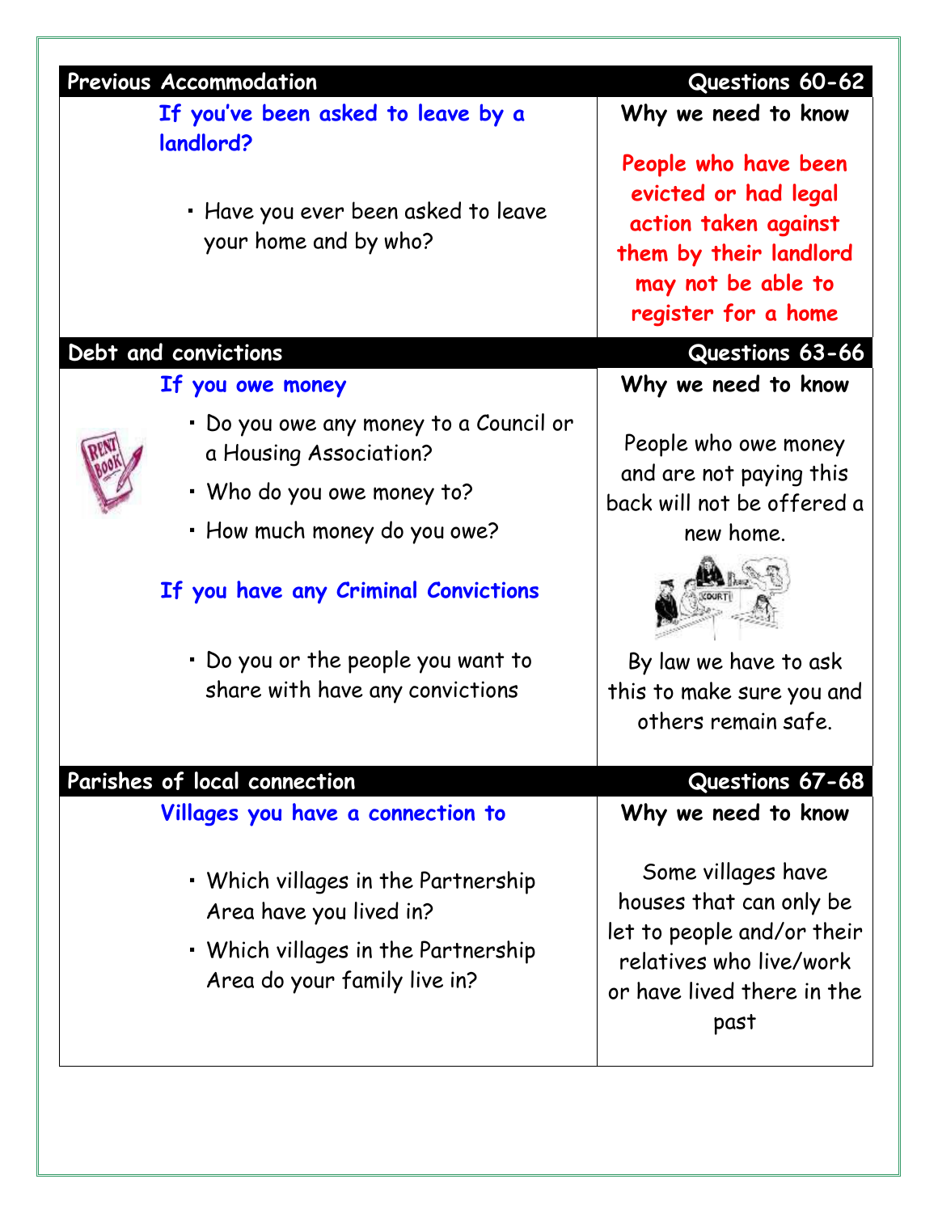## Previous Accommodation — Questions 60-62

**If you've been asked to leave by a landlord?**

- Have you ever been asked to leave your home and by who?

**Why we need to know**

**People who have been evicted or had legal action taken against them by their landlord may not be able to register for a home**

## Debt and convictions — Questions 63-66

**If you owe money**

- Do you owe any money to a Council or a Housing Association?
- Who do you owe money to?
- How much money do you owe?

**Why we need to know**

People who owe money and are not paying this back will not be offered a new home.

**If you have any Criminal Convictions**

- Do you or the people you want to share with have any convictions

By law we have to ask this to make sure you and others remain safe.

## Parishes of local connection — Questions 67-68

**Villages you have a connection to**

- Which villages in the Partnership Area have you lived in?
- Which villages in the Partnership Area do your family live in?

**Why we need to know**

Some villages have houses that can only be let to people and/or their relatives who live/work or have lived there in the past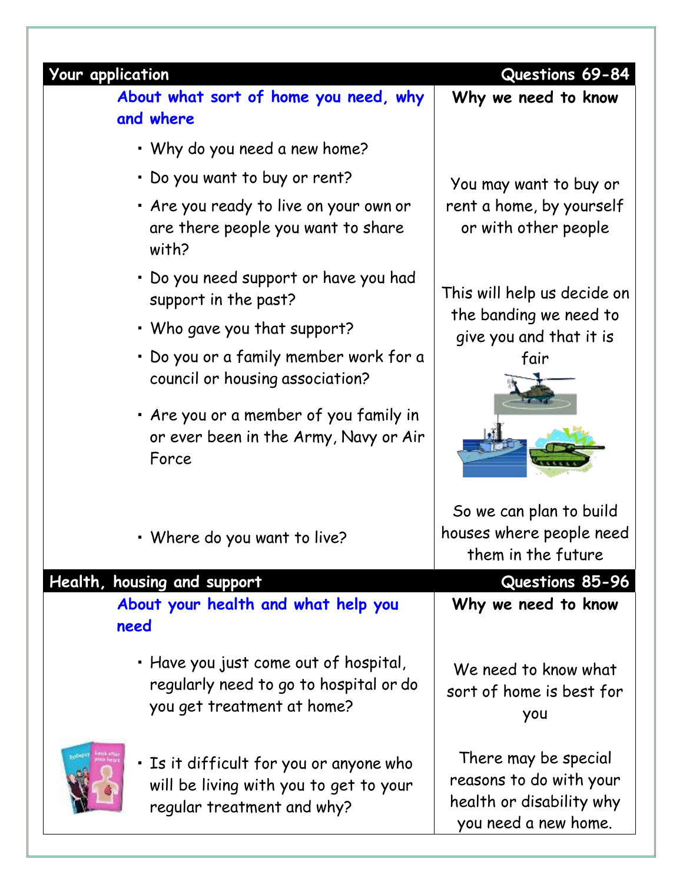| Your application | Questions 69-84 |
| --- | --- |
| **About what sort of home you need, why and where** | **Why we need to know** |
| • Why do you need a new home?<br>• Do you want to buy or rent?<br>• Are you ready to live on your own or are there people you want to share with? | You may want to buy or rent a home, by yourself or with other people |
| • Do you need support or have you had support in the past?<br>• Who gave you that support?<br>• Do you or a family member work for a council or housing association?<br>• Are you or a member of you family in or ever been in the Army, Navy or Air Force | This will help us decide on the banding we need to give you and that it is fair |
| • Where do you want to live? | So we can plan to build houses where people need them in the future |

| Health, housing and support | Questions 85-96 |
| --- | --- |
| **About your health and what help you need** | **Why we need to know** |
| • Have you just come out of hospital, regularly need to go to hospital or do you get treatment at home? | We need to know what sort of home is best for you |
| • Is it difficult for you or anyone who will be living with you to get to your regular treatment and why? | There may be special reasons to do with your health or disability why you need a new home. |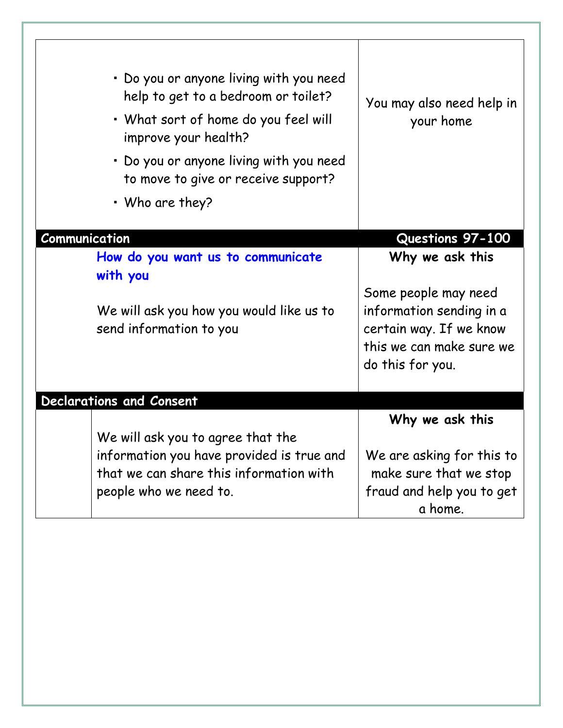- Do you or anyone living with you need help to get to a bedroom or toilet?
- What sort of home do you feel will improve your health?
- Do you or anyone living with you need to move to give or receive support?
- Who are they?

You may also need help in your home

## Communication — Questions 97-100

| How do you want us to communicate with you | Why we ask this |
| --- | --- |
| We will ask you how you would like us to send information to you | Some people may need information sending in a certain way. If we know this we can make sure we do this for you. |

## Declarations and Consent

| | Why we ask this |
| --- | --- |
| We will ask you to agree that the information you have provided is true and that we can share this information with people who we need to. | We are asking for this to make sure that we stop fraud and help you to get a home. |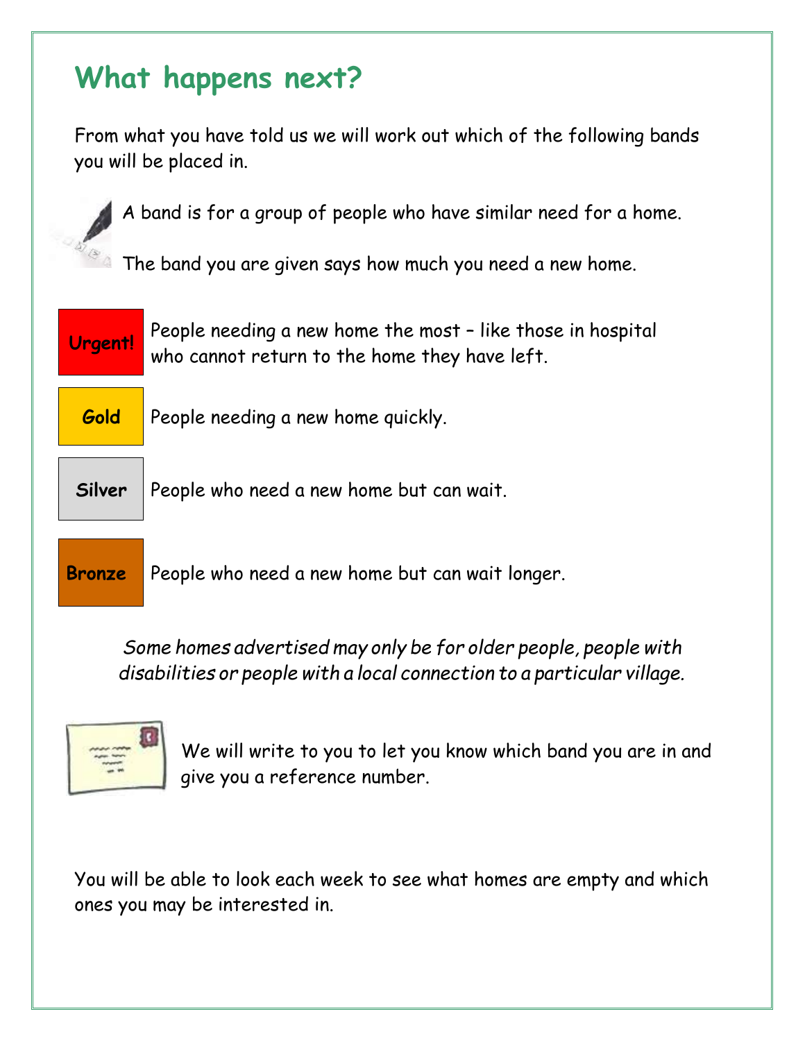# What happens next?

From what you have told us we will work out which of the following bands you will be placed in.

A band is for a group of people who have similar need for a home.

The band you are given says how much you need a new home.

| Band | Description |
| --- | --- |
| **Urgent!** | People needing a new home the most – like those in hospital who cannot return to the home they have left. |
| **Gold** | People needing a new home quickly. |
| **Silver** | People who need a new home but can wait. |
| **Bronze** | People who need a new home but can wait longer. |

*Some homes advertised may only be for older people, people with disabilities or people with a local connection to a particular village.*

We will write to you to let you know which band you are in and give you a reference number.

You will be able to look each week to see what homes are empty and which ones you may be interested in.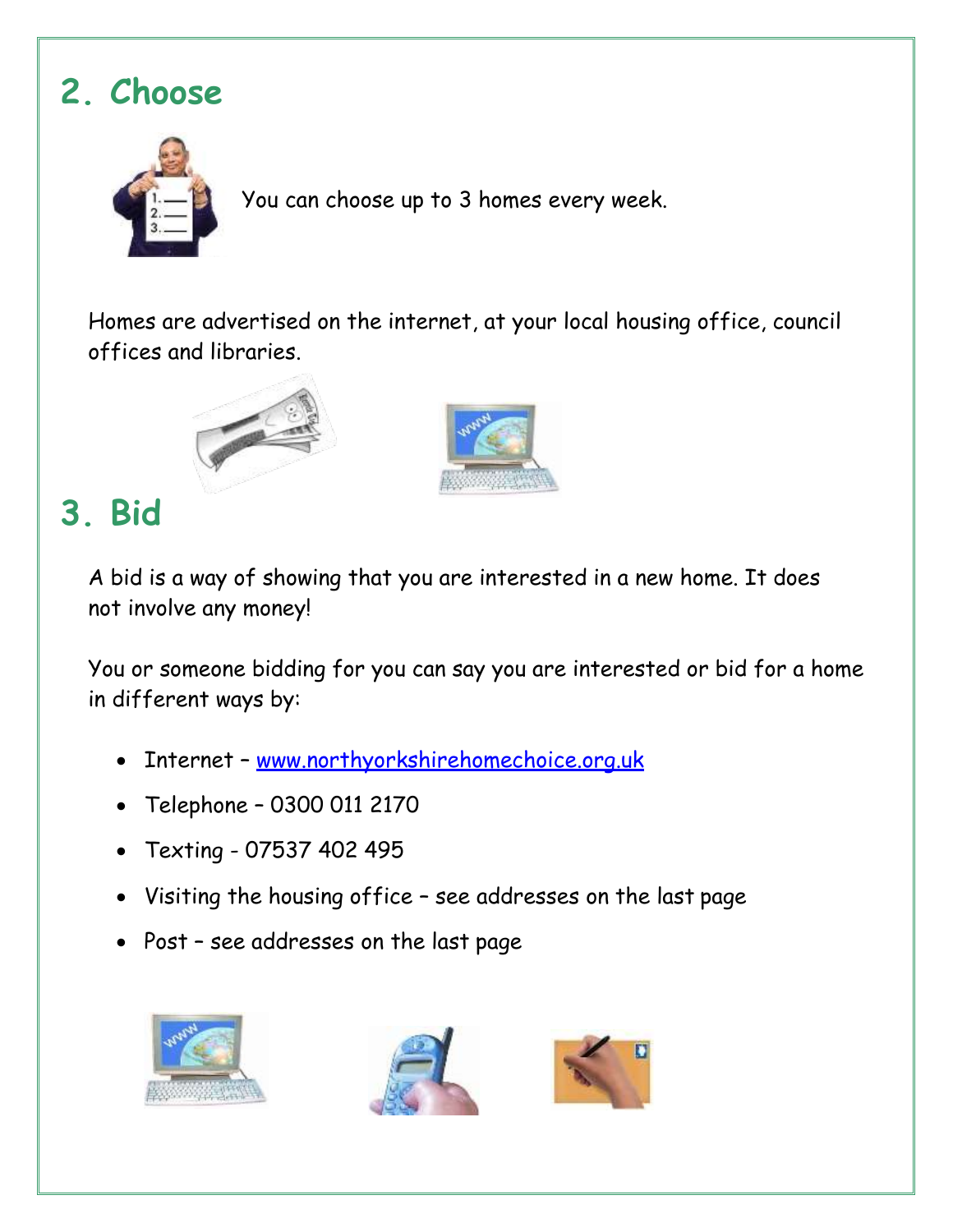## 2. Choose

You can choose up to 3 homes every week.

Homes are advertised on the internet, at your local housing office, council offices and libraries.

## 3. Bid

A bid is a way of showing that you are interested in a new home. It does not involve any money!

You or someone bidding for you can say you are interested or bid for a home in different ways by:

- Internet – www.northyorkshirehomechoice.org.uk
- Telephone – 0300 011 2170
- Texting - 07537 402 495
- Visiting the housing office – see addresses on the last page
- Post – see addresses on the last page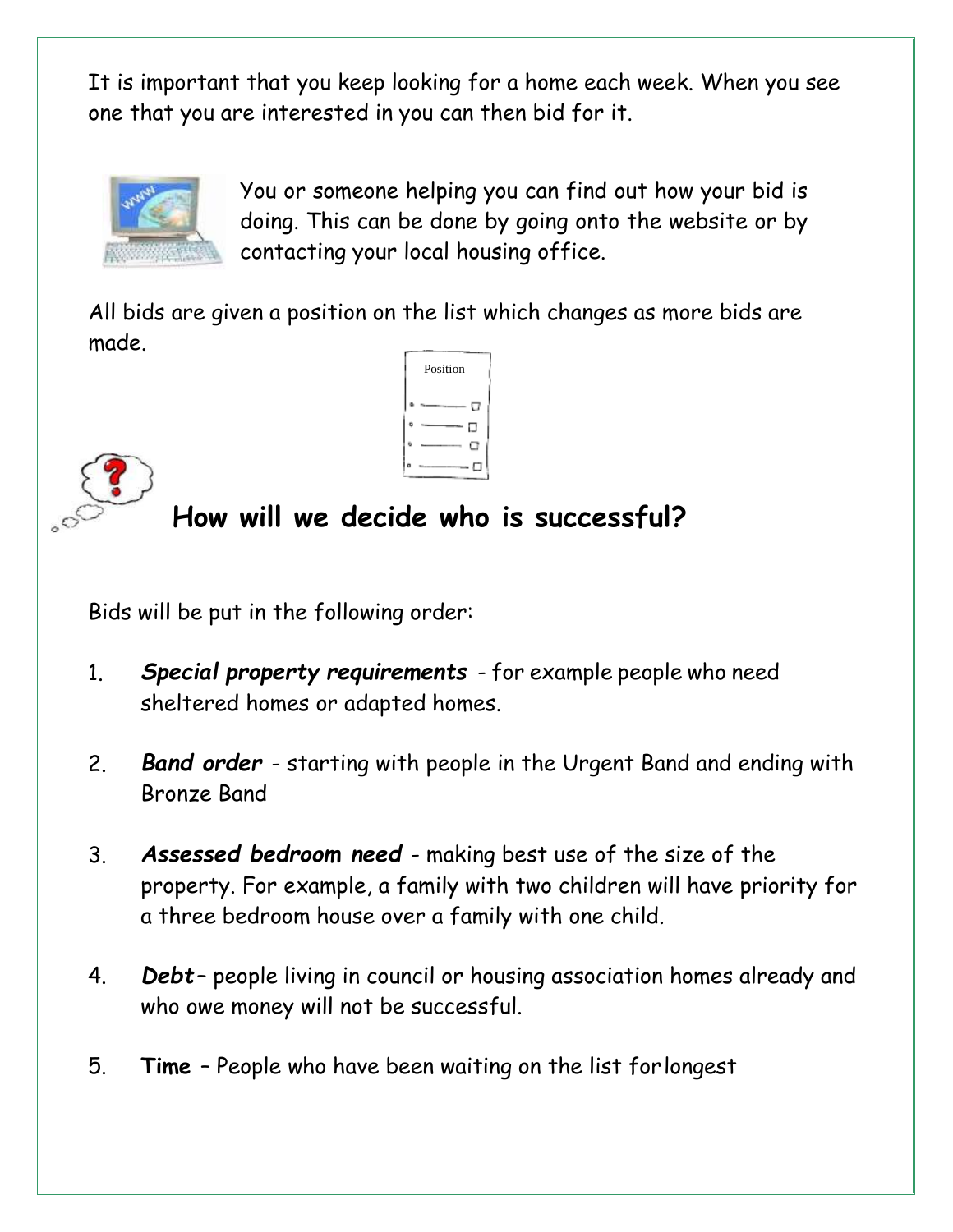It is important that you keep looking for a home each week. When you see one that you are interested in you can then bid for it.

You or someone helping you can find out how your bid is doing. This can be done by going onto the website or by contacting your local housing office.

All bids are given a position on the list which changes as more bids are made.

## How will we decide who is successful?

Bids will be put in the following order:

1. ***Special property requirements*** - for example people who need sheltered homes or adapted homes.

2. ***Band order*** - starting with people in the Urgent Band and ending with Bronze Band

3. ***Assessed bedroom need*** - making best use of the size of the property. For example, a family with two children will have priority for a three bedroom house over a family with one child.

4. ***Debt***– people living in council or housing association homes already and who owe money will not be successful.

5. **Time** – People who have been waiting on the list for longest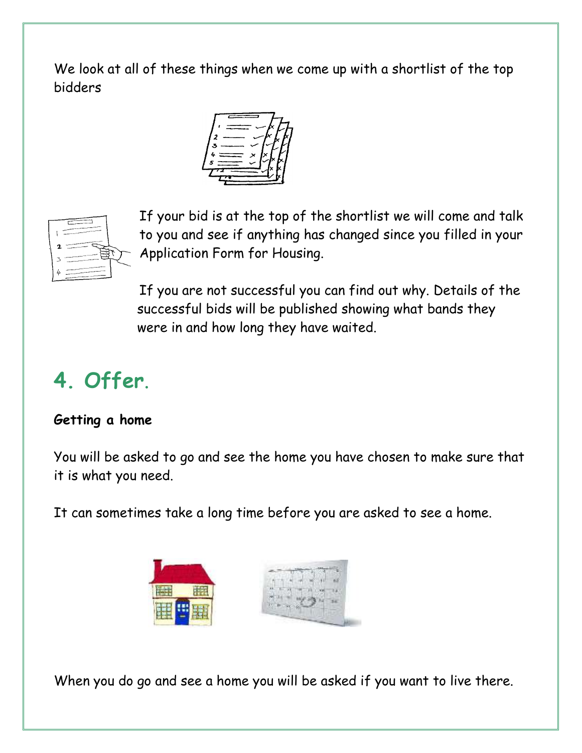We look at all of these things when we come up with a shortlist of the top bidders

If your bid is at the top of the shortlist we will come and talk to you and see if anything has changed since you filled in your Application Form for Housing.

If you are not successful you can find out why. Details of the successful bids will be published showing what bands they were in and how long they have waited.

# 4. Offer.

**Getting a home**

You will be asked to go and see the home you have chosen to make sure that it is what you need.

It can sometimes take a long time before you are asked to see a home.

When you do go and see a home you will be asked if you want to live there.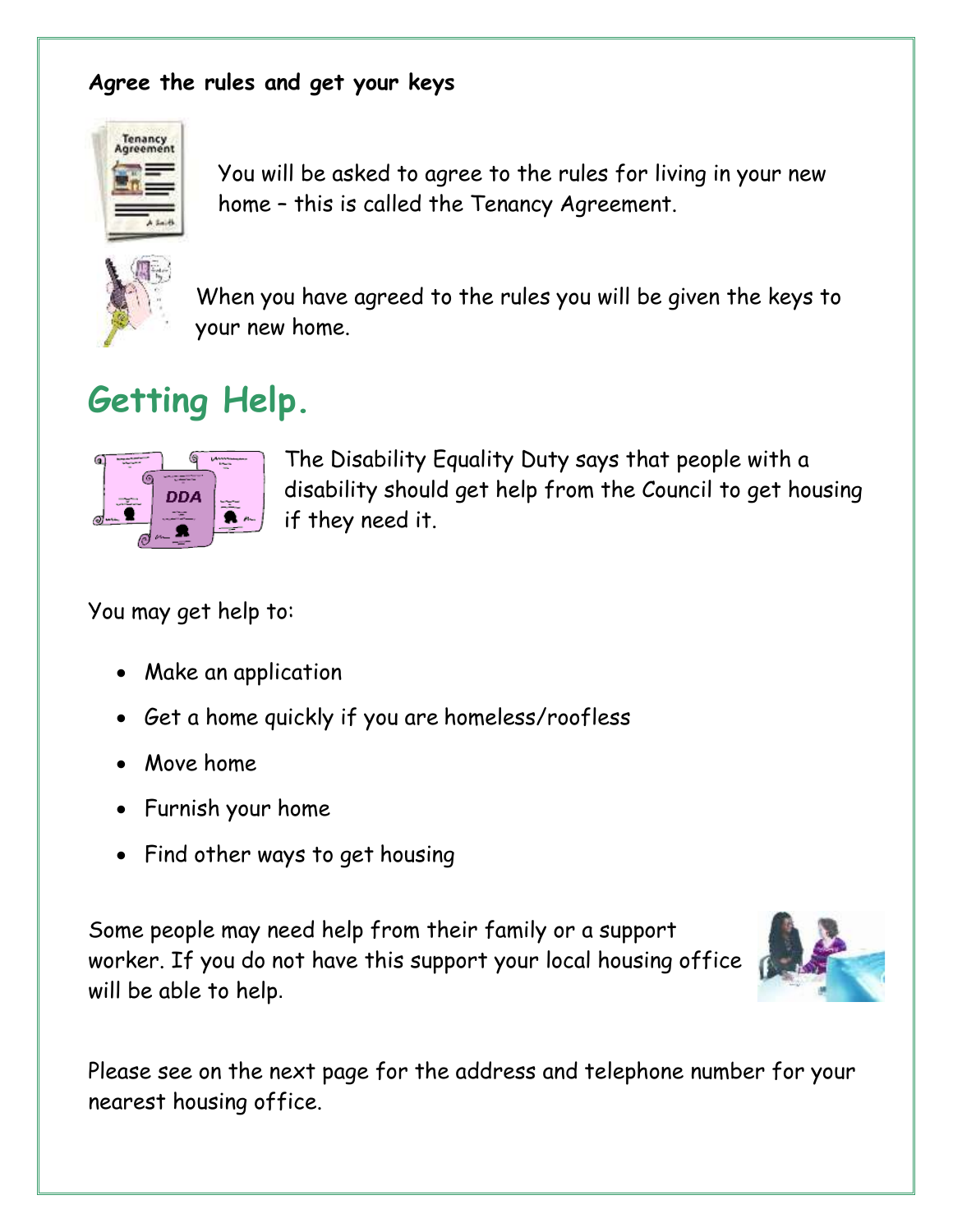**Agree the rules and get your keys**

You will be asked to agree to the rules for living in your new home – this is called the Tenancy Agreement.

When you have agreed to the rules you will be given the keys to your new home.

## Getting Help.

The Disability Equality Duty says that people with a disability should get help from the Council to get housing if they need it.

You may get help to:

- Make an application
- Get a home quickly if you are homeless/roofless
- Move home
- Furnish your home
- Find other ways to get housing

Some people may need help from their family or a support worker. If you do not have this support your local housing office will be able to help.

Please see on the next page for the address and telephone number for your nearest housing office.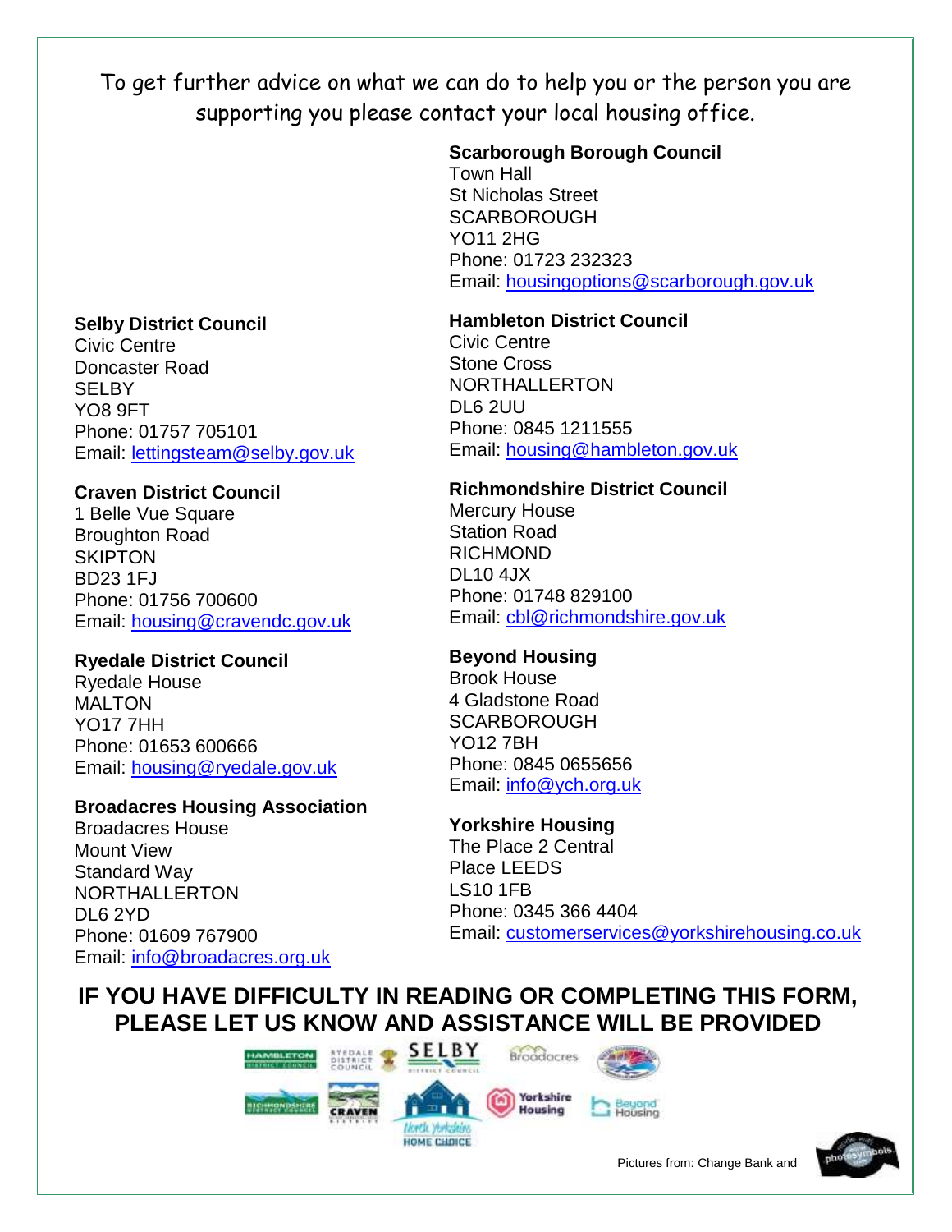To get further advice on what we can do to help you or the person you are supporting you please contact your local housing office.

**Scarborough Borough Council**
Town Hall
St Nicholas Street
SCARBOROUGH
YO11 2HG
Phone: 01723 232323
Email: housingoptions@scarborough.gov.uk

**Selby District Council**
Civic Centre
Doncaster Road
SELBY
YO8 9FT
Phone: 01757 705101
Email: lettingsteam@selby.gov.uk

**Hambleton District Council**
Civic Centre
Stone Cross
NORTHALLERTON
DL6 2UU
Phone: 0845 1211555
Email: housing@hambleton.gov.uk

**Craven District Council**
1 Belle Vue Square
Broughton Road
SKIPTON
BD23 1FJ
Phone: 01756 700600
Email: housing@cravendc.gov.uk

**Richmondshire District Council**
Mercury House
Station Road
RICHMOND
DL10 4JX
Phone: 01748 829100
Email: cbl@richmondshire.gov.uk

**Ryedale District Council**
Ryedale House
MALTON
YO17 7HH
Phone: 01653 600666
Email: housing@ryedale.gov.uk

**Beyond Housing**
Brook House
4 Gladstone Road
SCARBOROUGH
YO12 7BH
Phone: 0845 0655656
Email: info@ych.org.uk

**Broadacres Housing Association**
Broadacres House
Mount View
Standard Way
NORTHALLERTON
DL6 2YD
Phone: 01609 767900
Email: info@broadacres.org.uk

**Yorkshire Housing**
The Place 2 Central
Place LEEDS
LS10 1FB
Phone: 0345 366 4404
Email: customerservices@yorkshirehousing.co.uk

**IF YOU HAVE DIFFICULTY IN READING OR COMPLETING THIS FORM, PLEASE LET US KNOW AND ASSISTANCE WILL BE PROVIDED**

Pictures from: Change Bank and